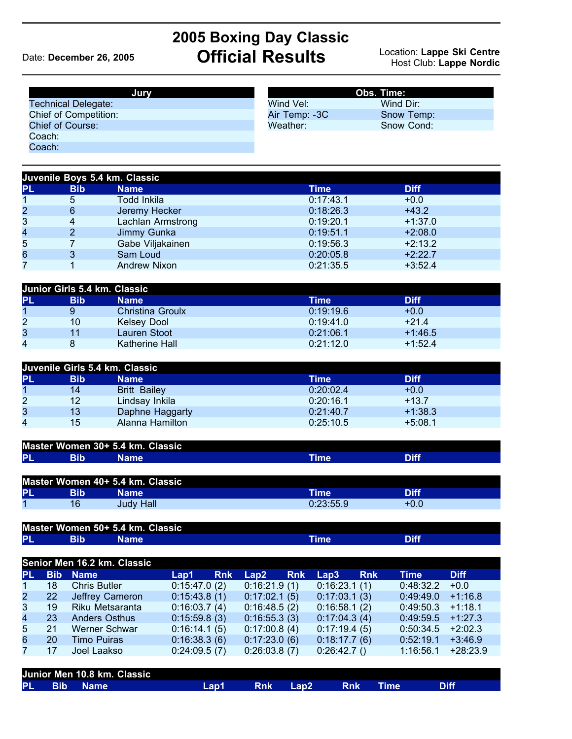# 2005 Boxing Day Classic
# Official Results

Date: **December 26, 2005**

Location: **Lappe Ski Centre**
Host Club: **Lappe Nordic**

| Jury | |
|---|---|
| Technical Delegate: | |
| Chief of Competition: | |
| Chief of Course: | |
| Coach: | |
| Coach: | |

| Obs. Time: | |
|---|---|
| Wind Vel: | Wind Dir: |
| Air Temp: -3C | Snow Temp: |
| Weather: | Snow Cond: |

## Juvenile Boys 5.4 km. Classic

| PL | Bib | Name | Time | Diff |
|---|---|---|---|---|
| 1 | 5 | Todd Inkila | 0:17:43.1 | +0.0 |
| 2 | 6 | Jeremy Hecker | 0:18:26.3 | +43.2 |
| 3 | 4 | Lachlan Armstrong | 0:19:20.1 | +1:37.0 |
| 4 | 2 | Jimmy Gunka | 0:19:51.1 | +2:08.0 |
| 5 | 7 | Gabe Viljakainen | 0:19:56.3 | +2:13.2 |
| 6 | 3 | Sam Loud | 0:20:05.8 | +2:22.7 |
| 7 | 1 | Andrew Nixon | 0:21:35.5 | +3:52.4 |

## Junior Girls 5.4 km. Classic

| PL | Bib | Name | Time | Diff |
|---|---|---|---|---|
| 1 | 9 | Christina Groulx | 0:19:19.6 | +0.0 |
| 2 | 10 | Kelsey Dool | 0:19:41.0 | +21.4 |
| 3 | 11 | Lauren Stoot | 0:21:06.1 | +1:46.5 |
| 4 | 8 | Katherine Hall | 0:21:12.0 | +1:52.4 |

## Juvenile Girls 5.4 km. Classic

| PL | Bib | Name | Time | Diff |
|---|---|---|---|---|
| 1 | 14 | Britt Bailey | 0:20:02.4 | +0.0 |
| 2 | 12 | Lindsay Inkila | 0:20:16.1 | +13.7 |
| 3 | 13 | Daphne Haggarty | 0:21:40.7 | +1:38.3 |
| 4 | 15 | Alanna Hamilton | 0:25:10.5 | +5:08.1 |

## Master Women 30+ 5.4 km. Classic

| PL | Bib | Name | Time | Diff |
|---|---|---|---|---|

## Master Women 40+ 5.4 km. Classic

| PL | Bib | Name | Time | Diff |
|---|---|---|---|---|
| 1 | 16 | Judy Hall | 0:23:55.9 | +0.0 |

## Master Women 50+ 5.4 km. Classic

| PL | Bib | Name | Time | Diff |
|---|---|---|---|---|

## Senior Men 16.2 km. Classic

| PL | Bib | Name | Lap1 | Rnk | Lap2 | Rnk | Lap3 | Rnk | Time | Diff |
|---|---|---|---|---|---|---|---|---|---|---|
| 1 | 18 | Chris Butler | 0:15:47.0 | (2) | 0:16:21.9 | (1) | 0:16:23.1 | (1) | 0:48:32.2 | +0.0 |
| 2 | 22 | Jeffrey Cameron | 0:15:43.8 | (1) | 0:17:02.1 | (5) | 0:17:03.1 | (3) | 0:49:49.0 | +1:16.8 |
| 3 | 19 | Riku Metsaranta | 0:16:03.7 | (4) | 0:16:48.5 | (2) | 0:16:58.1 | (2) | 0:49:50.3 | +1:18.1 |
| 4 | 23 | Anders Osthus | 0:15:59.8 | (3) | 0:16:55.3 | (3) | 0:17:04.3 | (4) | 0:49:59.5 | +1:27.3 |
| 5 | 21 | Werner Schwar | 0:16:14.1 | (5) | 0:17:00.8 | (4) | 0:17:19.4 | (5) | 0:50:34.5 | +2:02.3 |
| 6 | 20 | Timo Puiras | 0:16:38.3 | (6) | 0:17:23.0 | (6) | 0:18:17.7 | (6) | 0:52:19.1 | +3:46.9 |
| 7 | 17 | Joel Laakso | 0:24:09.5 | (7) | 0:26:03.8 | (7) | 0:26:42.7 | () | 1:16:56.1 | +28:23.9 |

## Junior Men 10.8 km. Classic

| PL | Bib | Name | Lap1 | Rnk | Lap2 | Rnk | Time | Diff |
|---|---|---|---|---|---|---|---|---|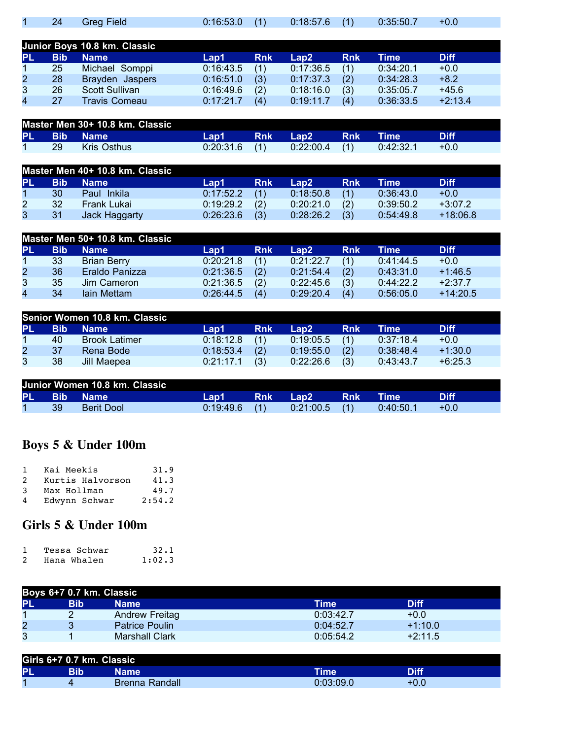| PL | Bib | Name | Lap1 | Rnk | Lap2 | Rnk | Time | Diff |
|---|---|---|---|---|---|---|---|---|
| 1 | 24 | Greg Field | 0:16:53.0 | (1) | 0:18:57.6 | (1) | 0:35:50.7 | +0.0 |

**Junior Boys 10.8 km. Classic**

| PL | Bib | Name | Lap1 | Rnk | Lap2 | Rnk | Time | Diff |
|---|---|---|---|---|---|---|---|---|
| 1 | 25 | Michael Somppi | 0:16:43.5 | (1) | 0:17:36.5 | (1) | 0:34:20.1 | +0.0 |
| 2 | 28 | Brayden Jaspers | 0:16:51.0 | (3) | 0:17:37.3 | (2) | 0:34:28.3 | +8.2 |
| 3 | 26 | Scott Sullivan | 0:16:49.6 | (2) | 0:18:16.0 | (3) | 0:35:05.7 | +45.6 |
| 4 | 27 | Travis Comeau | 0:17:21.7 | (4) | 0:19:11.7 | (4) | 0:36:33.5 | +2:13.4 |

**Master Men 30+ 10.8 km. Classic**

| PL | Bib | Name | Lap1 | Rnk | Lap2 | Rnk | Time | Diff |
|---|---|---|---|---|---|---|---|---|
| 1 | 29 | Kris Osthus | 0:20:31.6 | (1) | 0:22:00.4 | (1) | 0:42:32.1 | +0.0 |

**Master Men 40+ 10.8 km. Classic**

| PL | Bib | Name | Lap1 | Rnk | Lap2 | Rnk | Time | Diff |
|---|---|---|---|---|---|---|---|---|
| 1 | 30 | Paul Inkila | 0:17:52.2 | (1) | 0:18:50.8 | (1) | 0:36:43.0 | +0.0 |
| 2 | 32 | Frank Lukai | 0:19:29.2 | (2) | 0:20:21.0 | (2) | 0:39:50.2 | +3:07.2 |
| 3 | 31 | Jack Haggarty | 0:26:23.6 | (3) | 0:28:26.2 | (3) | 0:54:49.8 | +18:06.8 |

**Master Men 50+ 10.8 km. Classic**

| PL | Bib | Name | Lap1 | Rnk | Lap2 | Rnk | Time | Diff |
|---|---|---|---|---|---|---|---|---|
| 1 | 33 | Brian Berry | 0:20:21.8 | (1) | 0:21:22.7 | (1) | 0:41:44.5 | +0.0 |
| 2 | 36 | Eraldo Panizza | 0:21:36.5 | (2) | 0:21:54.4 | (2) | 0:43:31.0 | +1:46.5 |
| 3 | 35 | Jim Cameron | 0:21:36.5 | (2) | 0:22:45.6 | (3) | 0:44:22.2 | +2:37.7 |
| 4 | 34 | Iain Mettam | 0:26:44.5 | (4) | 0:29:20.4 | (4) | 0:56:05.0 | +14:20.5 |

**Senior Women 10.8 km. Classic**

| PL | Bib | Name | Lap1 | Rnk | Lap2 | Rnk | Time | Diff |
|---|---|---|---|---|---|---|---|---|
| 1 | 40 | Brook Latimer | 0:18:12.8 | (1) | 0:19:05.5 | (1) | 0:37:18.4 | +0.0 |
| 2 | 37 | Rena Bode | 0:18:53.4 | (2) | 0:19:55.0 | (2) | 0:38:48.4 | +1:30.0 |
| 3 | 38 | Jill Maepea | 0:21:17.1 | (3) | 0:22:26.6 | (3) | 0:43:43.7 | +6:25.3 |

**Junior Women 10.8 km. Classic**

| PL | Bib | Name | Lap1 | Rnk | Lap2 | Rnk | Time | Diff |
|---|---|---|---|---|---|---|---|---|
| 1 | 39 | Berit Dool | 0:19:49.6 | (1) | 0:21:00.5 | (1) | 0:40:50.1 | +0.0 |

## Boys 5 & Under 100m

```
1   Kai Meekis           31.9
2   Kurtis Halvorson     41.3
3   Max Hollman          49.7
4   Edwynn Schwar      2:54.2
```

## Girls 5 & Under 100m

```
1   Tessa Schwar         32.1
2   Hana Whalen        1:02.3
```

**Boys 6+7 0.7 km. Classic**

| PL | Bib | Name | Time | Diff |
|---|---|---|---|---|
| 1 | 2 | Andrew Freitag | 0:03:42.7 | +0.0 |
| 2 | 3 | Patrice Poulin | 0:04:52.7 | +1:10.0 |
| 3 | 1 | Marshall Clark | 0:05:54.2 | +2:11.5 |

**Girls 6+7 0.7 km. Classic**

| PL | Bib | Name | Time | Diff |
|---|---|---|---|---|
| 1 | 4 | Brenna Randall | 0:03:09.0 | +0.0 |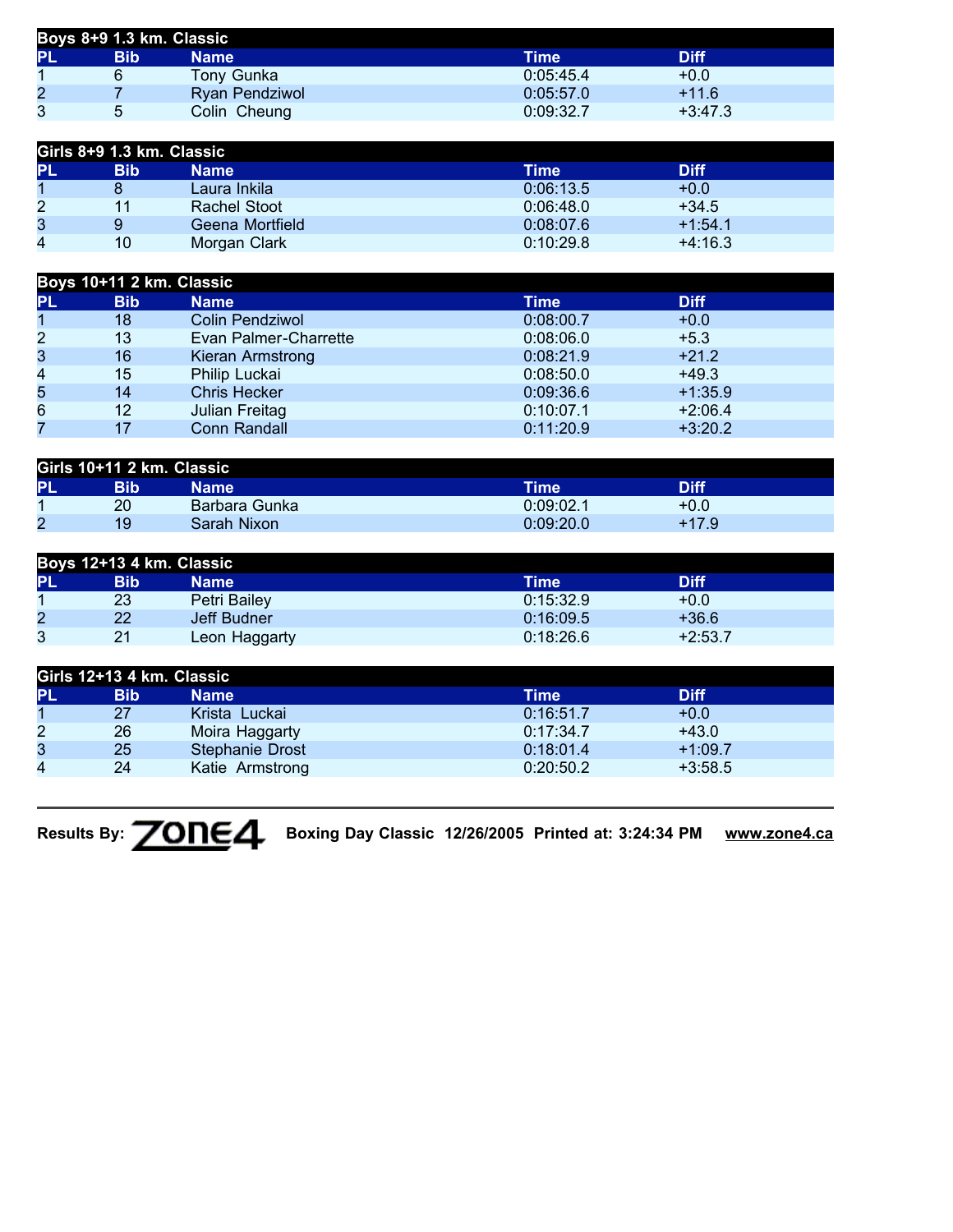## Boys 8+9 1.3 km. Classic

| PL | Bib | Name | Time | Diff |
|---|---|---|---|---|
| 1 | 6 | Tony Gunka | 0:05:45.4 | +0.0 |
| 2 | 7 | Ryan Pendziwol | 0:05:57.0 | +11.6 |
| 3 | 5 | Colin Cheung | 0:09:32.7 | +3:47.3 |

## Girls 8+9 1.3 km. Classic

| PL | Bib | Name | Time | Diff |
|---|---|---|---|---|
| 1 | 8 | Laura Inkila | 0:06:13.5 | +0.0 |
| 2 | 11 | Rachel Stoot | 0:06:48.0 | +34.5 |
| 3 | 9 | Geena Mortfield | 0:08:07.6 | +1:54.1 |
| 4 | 10 | Morgan Clark | 0:10:29.8 | +4:16.3 |

## Boys 10+11 2 km. Classic

| PL | Bib | Name | Time | Diff |
|---|---|---|---|---|
| 1 | 18 | Colin Pendziwol | 0:08:00.7 | +0.0 |
| 2 | 13 | Evan Palmer-Charrette | 0:08:06.0 | +5.3 |
| 3 | 16 | Kieran Armstrong | 0:08:21.9 | +21.2 |
| 4 | 15 | Philip Luckai | 0:08:50.0 | +49.3 |
| 5 | 14 | Chris Hecker | 0:09:36.6 | +1:35.9 |
| 6 | 12 | Julian Freitag | 0:10:07.1 | +2:06.4 |
| 7 | 17 | Conn Randall | 0:11:20.9 | +3:20.2 |

## Girls 10+11 2 km. Classic

| PL | Bib | Name | Time | Diff |
|---|---|---|---|---|
| 1 | 20 | Barbara Gunka | 0:09:02.1 | +0.0 |
| 2 | 19 | Sarah Nixon | 0:09:20.0 | +17.9 |

## Boys 12+13 4 km. Classic

| PL | Bib | Name | Time | Diff |
|---|---|---|---|---|
| 1 | 23 | Petri Bailey | 0:15:32.9 | +0.0 |
| 2 | 22 | Jeff Budner | 0:16:09.5 | +36.6 |
| 3 | 21 | Leon Haggarty | 0:18:26.6 | +2:53.7 |

## Girls 12+13 4 km. Classic

| PL | Bib | Name | Time | Diff |
|---|---|---|---|---|
| 1 | 27 | Krista Luckai | 0:16:51.7 | +0.0 |
| 2 | 26 | Moira Haggarty | 0:17:34.7 | +43.0 |
| 3 | 25 | Stephanie Drost | 0:18:01.4 | +1:09.7 |
| 4 | 24 | Katie Armstrong | 0:20:50.2 | +3:58.5 |

**Results By: ZONE4** **Boxing Day Classic 12/26/2005 Printed at: 3:24:34 PM** **www.zone4.ca**